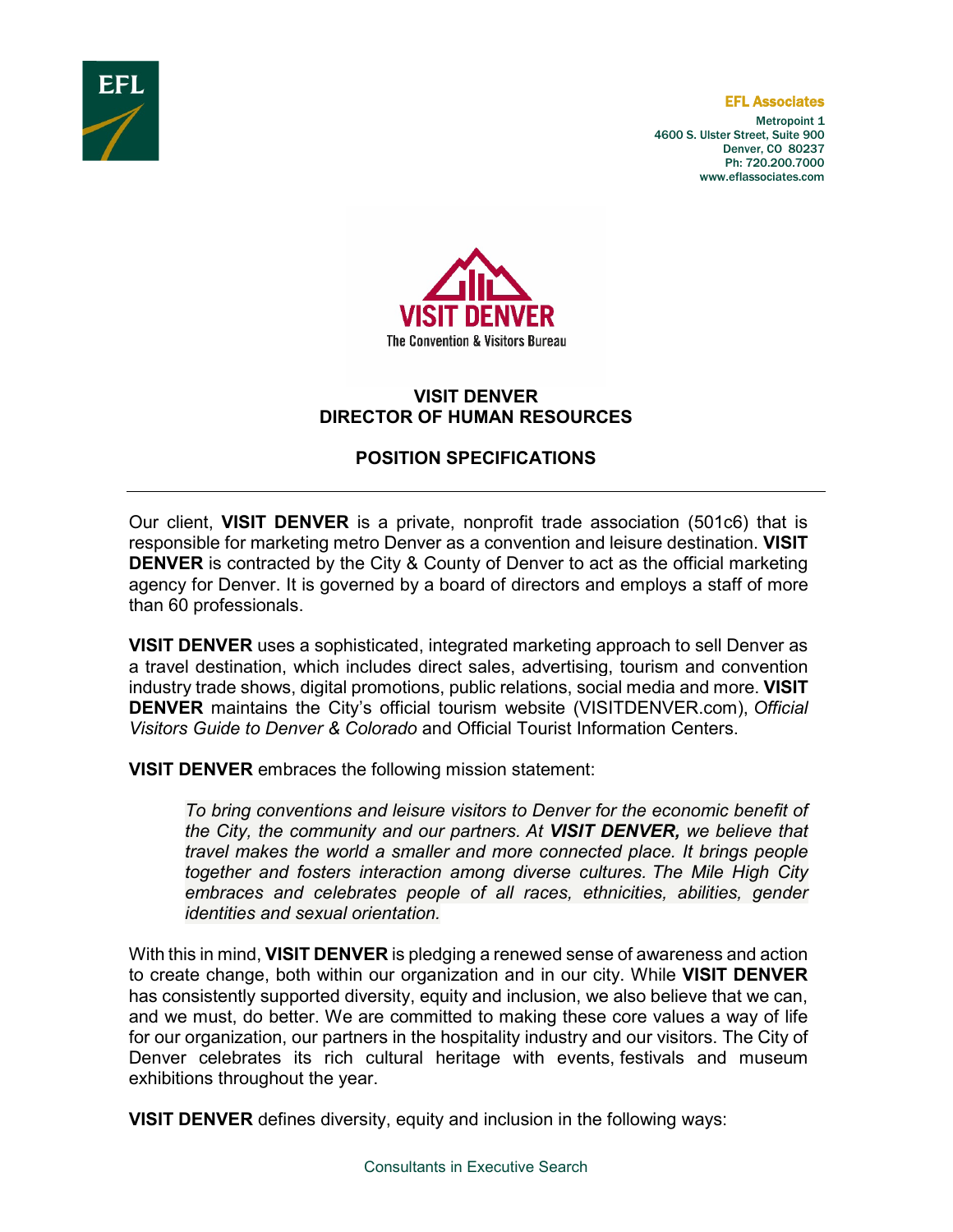EFL Associates

Metropoint 1
4600 S. Ulster Street, Suite 900
Denver, CO 80237
Ph: 720.200.7000
www.eflassociates.com

VISIT DENVER
The Convention & Visitors Bureau

# VISIT DENVER
# DIRECTOR OF HUMAN RESOURCES

## POSITION SPECIFICATIONS

---

Our client, **VISIT DENVER** is a private, nonprofit trade association (501c6) that is responsible for marketing metro Denver as a convention and leisure destination. **VISIT DENVER** is contracted by the City & County of Denver to act as the official marketing agency for Denver. It is governed by a board of directors and employs a staff of more than 60 professionals.

**VISIT DENVER** uses a sophisticated, integrated marketing approach to sell Denver as a travel destination, which includes direct sales, advertising, tourism and convention industry trade shows, digital promotions, public relations, social media and more. **VISIT DENVER** maintains the City's official tourism website (VISITDENVER.com), *Official Visitors Guide to Denver & Colorado* and Official Tourist Information Centers.

**VISIT DENVER** embraces the following mission statement:

> *To bring conventions and leisure visitors to Denver for the economic benefit of the City, the community and our partners. At **VISIT DENVER,** we believe that travel makes the world a smaller and more connected place. It brings people together and fosters interaction among diverse cultures. The Mile High City embraces and celebrates people of all races, ethnicities, abilities, gender identities and sexual orientation.*

With this in mind, **VISIT DENVER** is pledging a renewed sense of awareness and action to create change, both within our organization and in our city. While **VISIT DENVER** has consistently supported diversity, equity and inclusion, we also believe that we can, and we must, do better. We are committed to making these core values a way of life for our organization, our partners in the hospitality industry and our visitors. The City of Denver celebrates its rich cultural heritage with events, festivals and museum exhibitions throughout the year.

**VISIT DENVER** defines diversity, equity and inclusion in the following ways: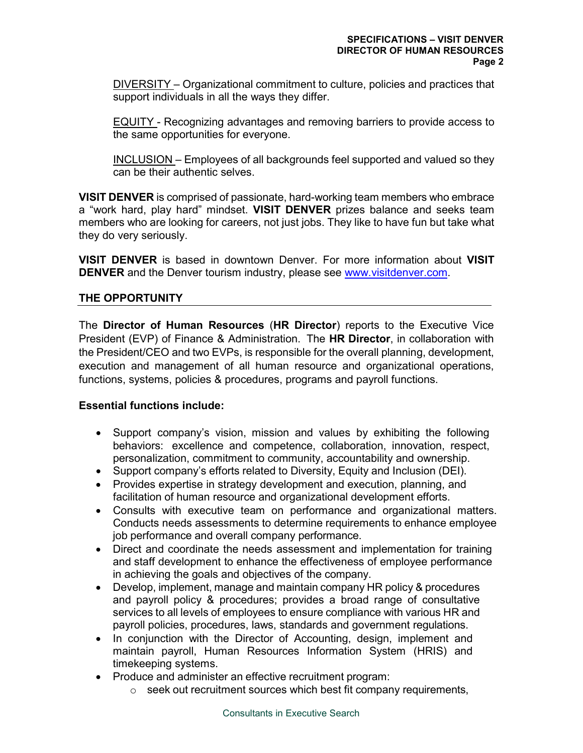DIVERSITY – Organizational commitment to culture, policies and practices that support individuals in all the ways they differ.

EQUITY - Recognizing advantages and removing barriers to provide access to the same opportunities for everyone.

INCLUSION – Employees of all backgrounds feel supported and valued so they can be their authentic selves.

**VISIT DENVER** is comprised of passionate, hard-working team members who embrace a "work hard, play hard" mindset. **VISIT DENVER** prizes balance and seeks team members who are looking for careers, not just jobs. They like to have fun but take what they do very seriously.

**VISIT DENVER** is based in downtown Denver. For more information about **VISIT DENVER** and the Denver tourism industry, please see www.visitdenver.com.

## THE OPPORTUNITY

The **Director of Human Resources** (**HR Director**) reports to the Executive Vice President (EVP) of Finance & Administration. The **HR Director**, in collaboration with the President/CEO and two EVPs, is responsible for the overall planning, development, execution and management of all human resource and organizational operations, functions, systems, policies & procedures, programs and payroll functions.

**Essential functions include:**

- Support company's vision, mission and values by exhibiting the following behaviors: excellence and competence, collaboration, innovation, respect, personalization, commitment to community, accountability and ownership.
- Support company's efforts related to Diversity, Equity and Inclusion (DEI).
- Provides expertise in strategy development and execution, planning, and facilitation of human resource and organizational development efforts.
- Consults with executive team on performance and organizational matters. Conducts needs assessments to determine requirements to enhance employee job performance and overall company performance.
- Direct and coordinate the needs assessment and implementation for training and staff development to enhance the effectiveness of employee performance in achieving the goals and objectives of the company.
- Develop, implement, manage and maintain company HR policy & procedures and payroll policy & procedures; provides a broad range of consultative services to all levels of employees to ensure compliance with various HR and payroll policies, procedures, laws, standards and government regulations.
- In conjunction with the Director of Accounting, design, implement and maintain payroll, Human Resources Information System (HRIS) and timekeeping systems.
- Produce and administer an effective recruitment program:
  - seek out recruitment sources which best fit company requirements,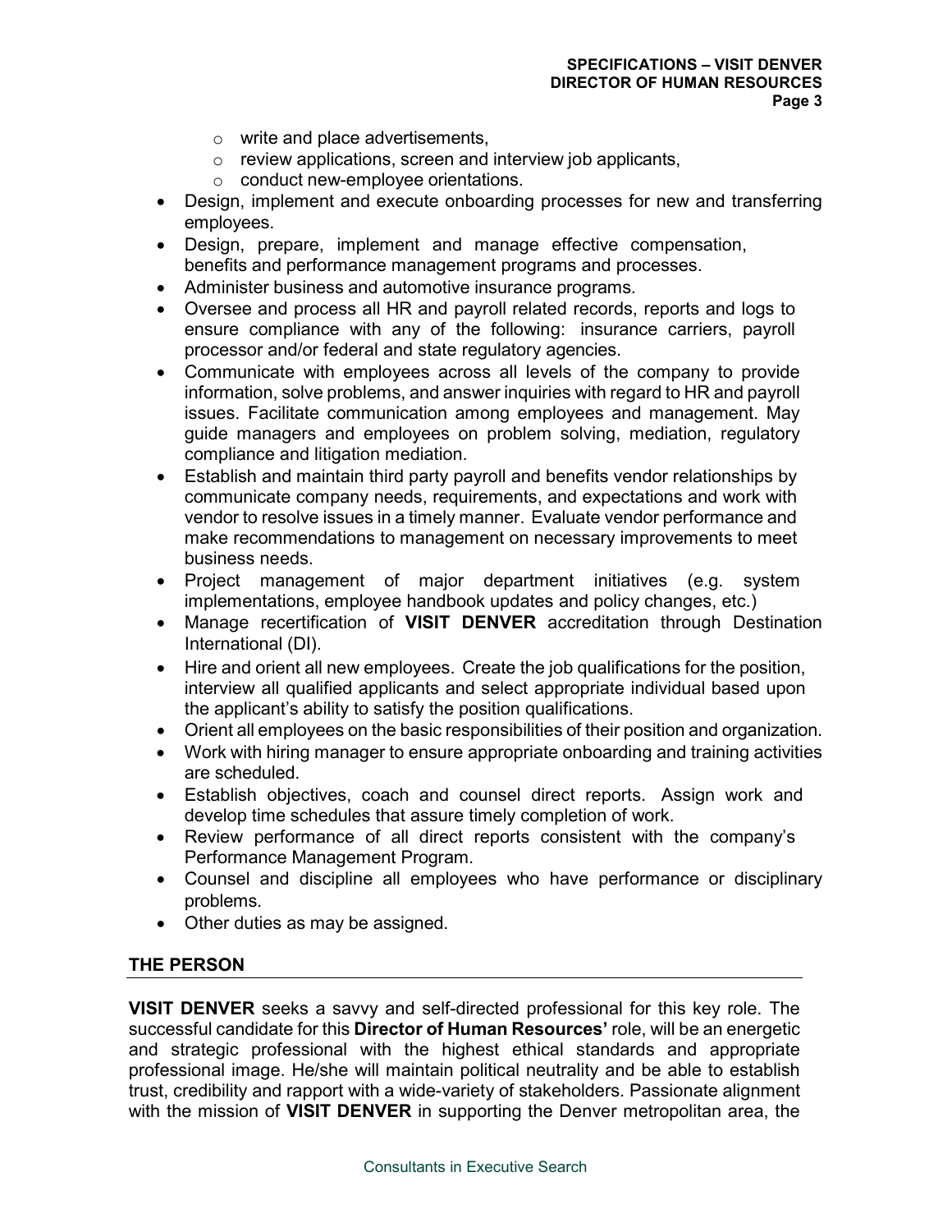- write and place advertisements,
  - review applications, screen and interview job applicants,
  - conduct new-employee orientations.
- Design, implement and execute onboarding processes for new and transferring employees.
- Design, prepare, implement and manage effective compensation, benefits and performance management programs and processes.
- Administer business and automotive insurance programs.
- Oversee and process all HR and payroll related records, reports and logs to ensure compliance with any of the following: insurance carriers, payroll processor and/or federal and state regulatory agencies.
- Communicate with employees across all levels of the company to provide information, solve problems, and answer inquiries with regard to HR and payroll issues. Facilitate communication among employees and management. May guide managers and employees on problem solving, mediation, regulatory compliance and litigation mediation.
- Establish and maintain third party payroll and benefits vendor relationships by communicate company needs, requirements, and expectations and work with vendor to resolve issues in a timely manner. Evaluate vendor performance and make recommendations to management on necessary improvements to meet business needs.
- Project management of major department initiatives (e.g. system implementations, employee handbook updates and policy changes, etc.)
- Manage recertification of **VISIT DENVER** accreditation through Destination International (DI).
- Hire and orient all new employees. Create the job qualifications for the position, interview all qualified applicants and select appropriate individual based upon the applicant's ability to satisfy the position qualifications.
- Orient all employees on the basic responsibilities of their position and organization.
- Work with hiring manager to ensure appropriate onboarding and training activities are scheduled.
- Establish objectives, coach and counsel direct reports. Assign work and develop time schedules that assure timely completion of work.
- Review performance of all direct reports consistent with the company's Performance Management Program.
- Counsel and discipline all employees who have performance or disciplinary problems.
- Other duties as may be assigned.

## THE PERSON

**VISIT DENVER** seeks a savvy and self-directed professional for this key role. The successful candidate for this **Director of Human Resources'** role, will be an energetic and strategic professional with the highest ethical standards and appropriate professional image. He/she will maintain political neutrality and be able to establish trust, credibility and rapport with a wide-variety of stakeholders. Passionate alignment with the mission of **VISIT DENVER** in supporting the Denver metropolitan area, the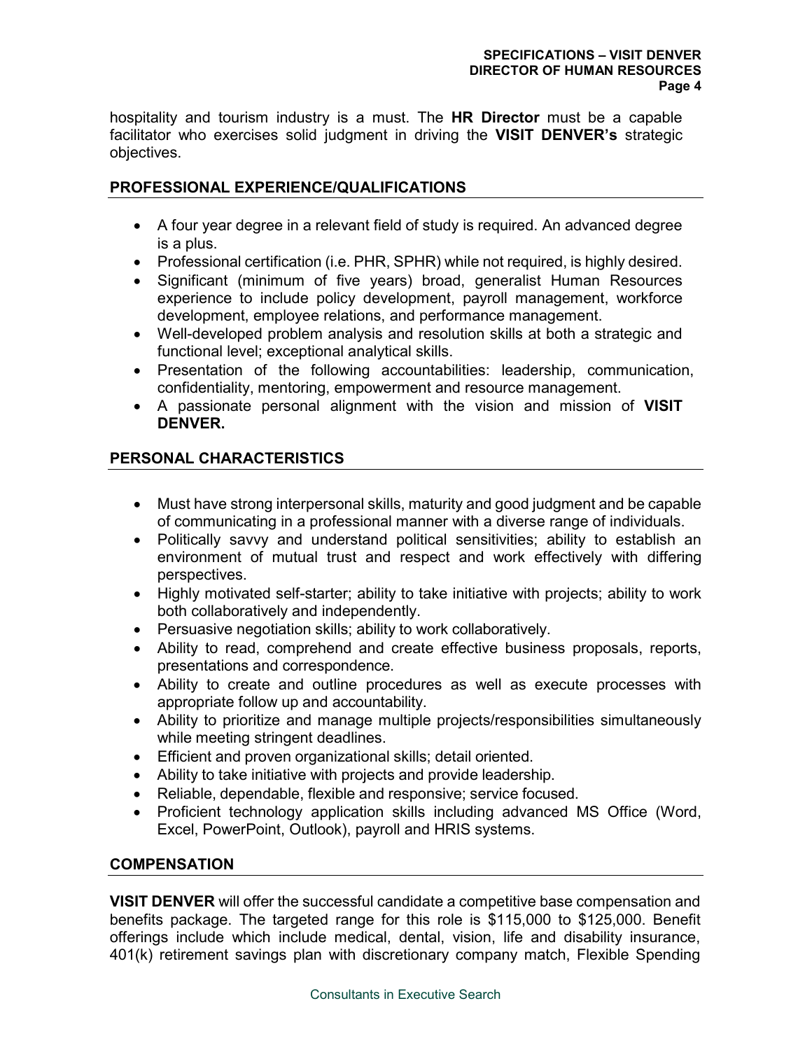hospitality and tourism industry is a must. The **HR Director** must be a capable facilitator who exercises solid judgment in driving the **VISIT DENVER's** strategic objectives.

## PROFESSIONAL EXPERIENCE/QUALIFICATIONS

- A four year degree in a relevant field of study is required. An advanced degree is a plus.
- Professional certification (i.e. PHR, SPHR) while not required, is highly desired.
- Significant (minimum of five years) broad, generalist Human Resources experience to include policy development, payroll management, workforce development, employee relations, and performance management.
- Well-developed problem analysis and resolution skills at both a strategic and functional level; exceptional analytical skills.
- Presentation of the following accountabilities: leadership, communication, confidentiality, mentoring, empowerment and resource management.
- A passionate personal alignment with the vision and mission of **VISIT DENVER.**

## PERSONAL CHARACTERISTICS

- Must have strong interpersonal skills, maturity and good judgment and be capable of communicating in a professional manner with a diverse range of individuals.
- Politically savvy and understand political sensitivities; ability to establish an environment of mutual trust and respect and work effectively with differing perspectives.
- Highly motivated self-starter; ability to take initiative with projects; ability to work both collaboratively and independently.
- Persuasive negotiation skills; ability to work collaboratively.
- Ability to read, comprehend and create effective business proposals, reports, presentations and correspondence.
- Ability to create and outline procedures as well as execute processes with appropriate follow up and accountability.
- Ability to prioritize and manage multiple projects/responsibilities simultaneously while meeting stringent deadlines.
- Efficient and proven organizational skills; detail oriented.
- Ability to take initiative with projects and provide leadership.
- Reliable, dependable, flexible and responsive; service focused.
- Proficient technology application skills including advanced MS Office (Word, Excel, PowerPoint, Outlook), payroll and HRIS systems.

## COMPENSATION

**VISIT DENVER** will offer the successful candidate a competitive base compensation and benefits package. The targeted range for this role is $115,000 to $125,000. Benefit offerings include which include medical, dental, vision, life and disability insurance, 401(k) retirement savings plan with discretionary company match, Flexible Spending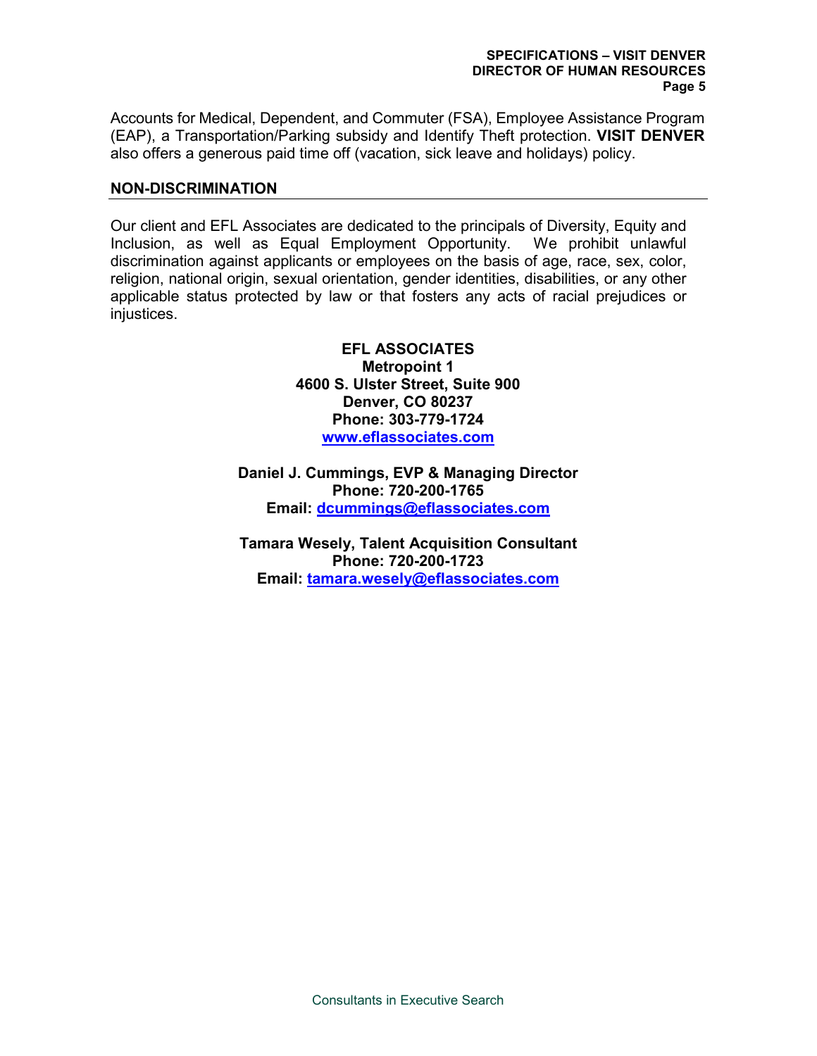Accounts for Medical, Dependent, and Commuter (FSA), Employee Assistance Program (EAP), a Transportation/Parking subsidy and Identify Theft protection. **VISIT DENVER** also offers a generous paid time off (vacation, sick leave and holidays) policy.

## NON-DISCRIMINATION

Our client and EFL Associates are dedicated to the principals of Diversity, Equity and Inclusion, as well as Equal Employment Opportunity. We prohibit unlawful discrimination against applicants or employees on the basis of age, race, sex, color, religion, national origin, sexual orientation, gender identities, disabilities, or any other applicable status protected by law or that fosters any acts of racial prejudices or injustices.

**EFL ASSOCIATES**
**Metropoint 1**
**4600 S. Ulster Street, Suite 900**
**Denver, CO 80237**
**Phone: 303-779-1724**
**www.eflassociates.com**

**Daniel J. Cummings, EVP & Managing Director**
**Phone: 720-200-1765**
**Email: dcummings@eflassociates.com**

**Tamara Wesely, Talent Acquisition Consultant**
**Phone: 720-200-1723**
**Email: tamara.wesely@eflassociates.com**

Consultants in Executive Search